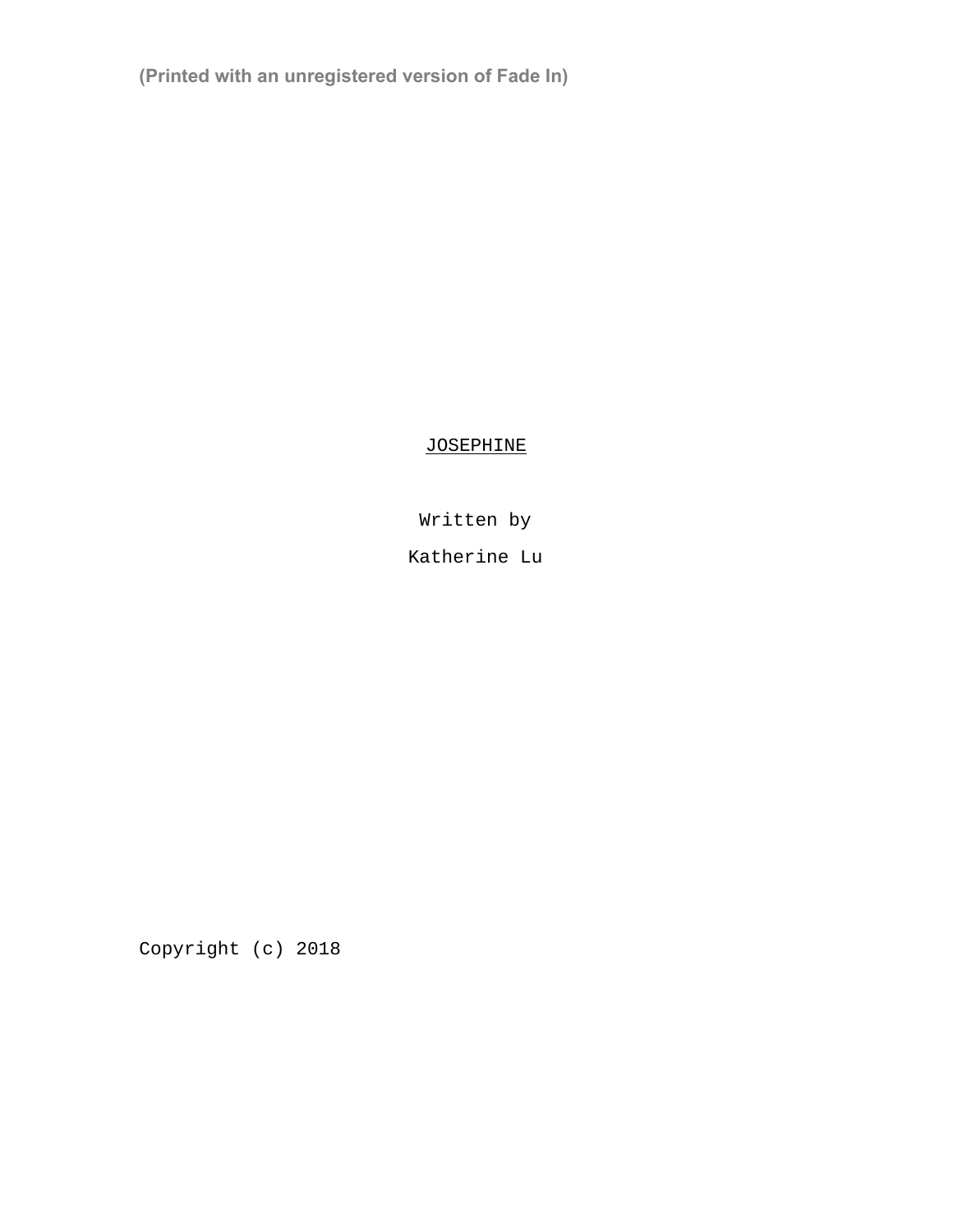(Printed with an unregistered version of Fade In)

# JOSEPHINE

Written by

Katherine Lu

Copyright (c) 2018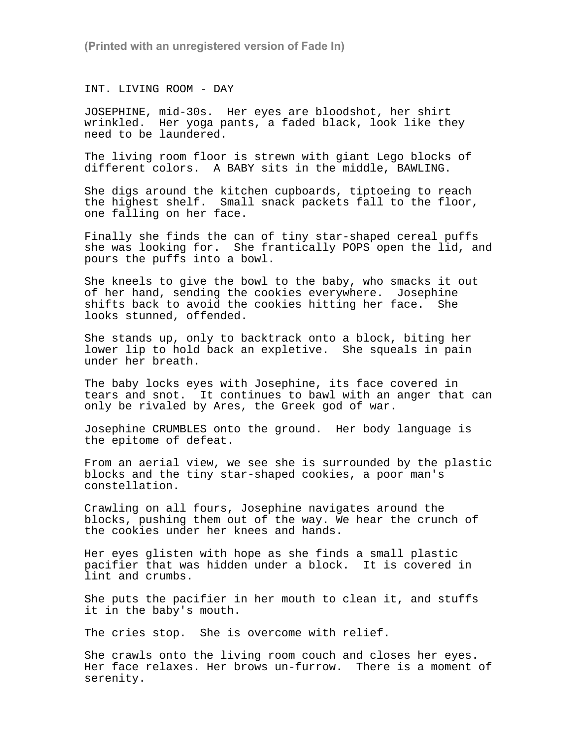INT. LIVING ROOM - DAY

JOSEPHINE, mid-30s. Her eyes are bloodshot, her shirt wrinkled. Her yoga pants, a faded black, look like they need to be laundered.

The living room floor is strewn with giant Lego blocks of different colors. A BABY sits in the middle, BAWLING.

She digs around the kitchen cupboards, tiptoeing to reach the highest shelf. Small snack packets fall to the floor, one falling on her face.

Finally she finds the can of tiny star-shaped cereal puffs she was looking for. She frantically POPS open the lid, and pours the puffs into a bowl.

She kneels to give the bowl to the baby, who smacks it out of her hand, sending the cookies everywhere. Josephine shifts back to avoid the cookies hitting her face. She looks stunned, offended.

She stands up, only to backtrack onto a block, biting her lower lip to hold back an expletive. She squeals in pain under her breath.

The baby locks eyes with Josephine, its face covered in tears and snot. It continues to bawl with an anger that can only be rivaled by Ares, the Greek god of war.

Josephine CRUMBLES onto the ground. Her body language is the epitome of defeat.

From an aerial view, we see she is surrounded by the plastic blocks and the tiny star-shaped cookies, a poor man's constellation.

Crawling on all fours, Josephine navigates around the blocks, pushing them out of the way. We hear the crunch of the cookies under her knees and hands.

Her eyes glisten with hope as she finds a small plastic pacifier that was hidden under a block. It is covered in lint and crumbs.

She puts the pacifier in her mouth to clean it, and stuffs it in the baby's mouth.

The cries stop. She is overcome with relief.

She crawls onto the living room couch and closes her eyes. Her face relaxes. Her brows un-furrow. There is a moment of serenity.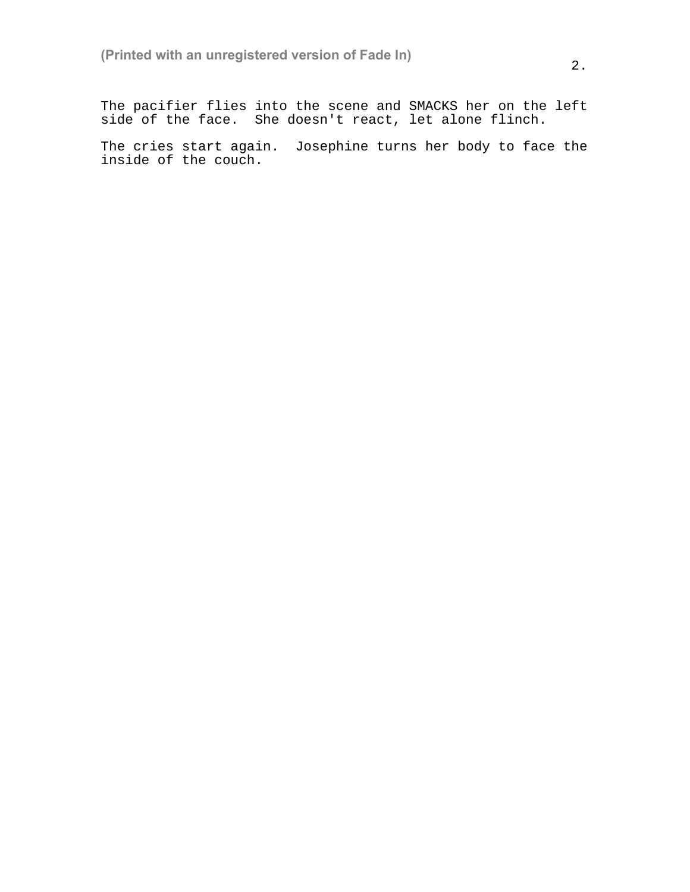The pacifier flies into the scene and SMACKS her on the left side of the face.  She doesn't react, let alone flinch.

The cries start again.  Josephine turns her body to face the inside of the couch.